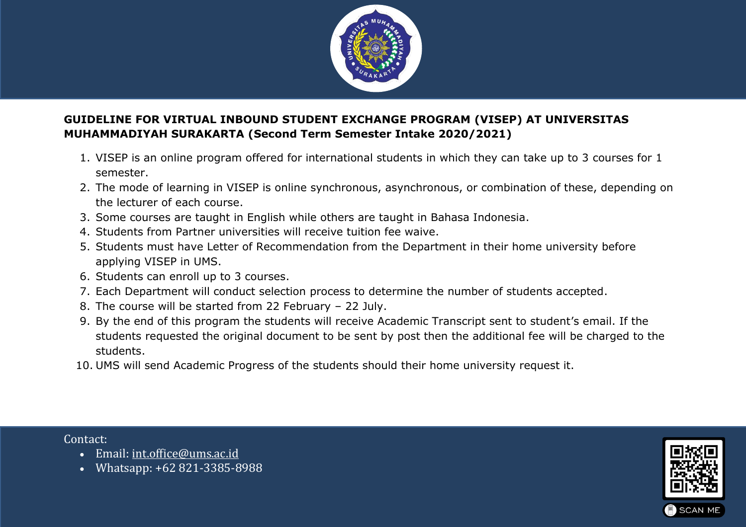**GUIDELINE FOR VIRTUAL INBOUND STUDENT EXCHANGE PROGRAM (VISEP) AT UNIVERSITAS MUHAMMADIYAH SURAKARTA (Second Term Semester Intake 2020/2021)**

1. VISEP is an online program offered for international students in which they can take up to 3 courses for 1 semester.
2. The mode of learning in VISEP is online synchronous, asynchronous, or combination of these, depending on the lecturer of each course.
3. Some courses are taught in English while others are taught in Bahasa Indonesia.
4. Students from Partner universities will receive tuition fee waive.
5. Students must have Letter of Recommendation from the Department in their home university before applying VISEP in UMS.
6. Students can enroll up to 3 courses.
7. Each Department will conduct selection process to determine the number of students accepted.
8. The course will be started from 22 February – 22 July.
9. By the end of this program the students will receive Academic Transcript sent to student's email. If the students requested the original document to be sent by post then the additional fee will be charged to the students.
10. UMS will send Academic Progress of the students should their home university request it.

Contact:

- Email: int.office@ums.ac.id
- Whatsapp: +62 821-3385-8988

SCAN ME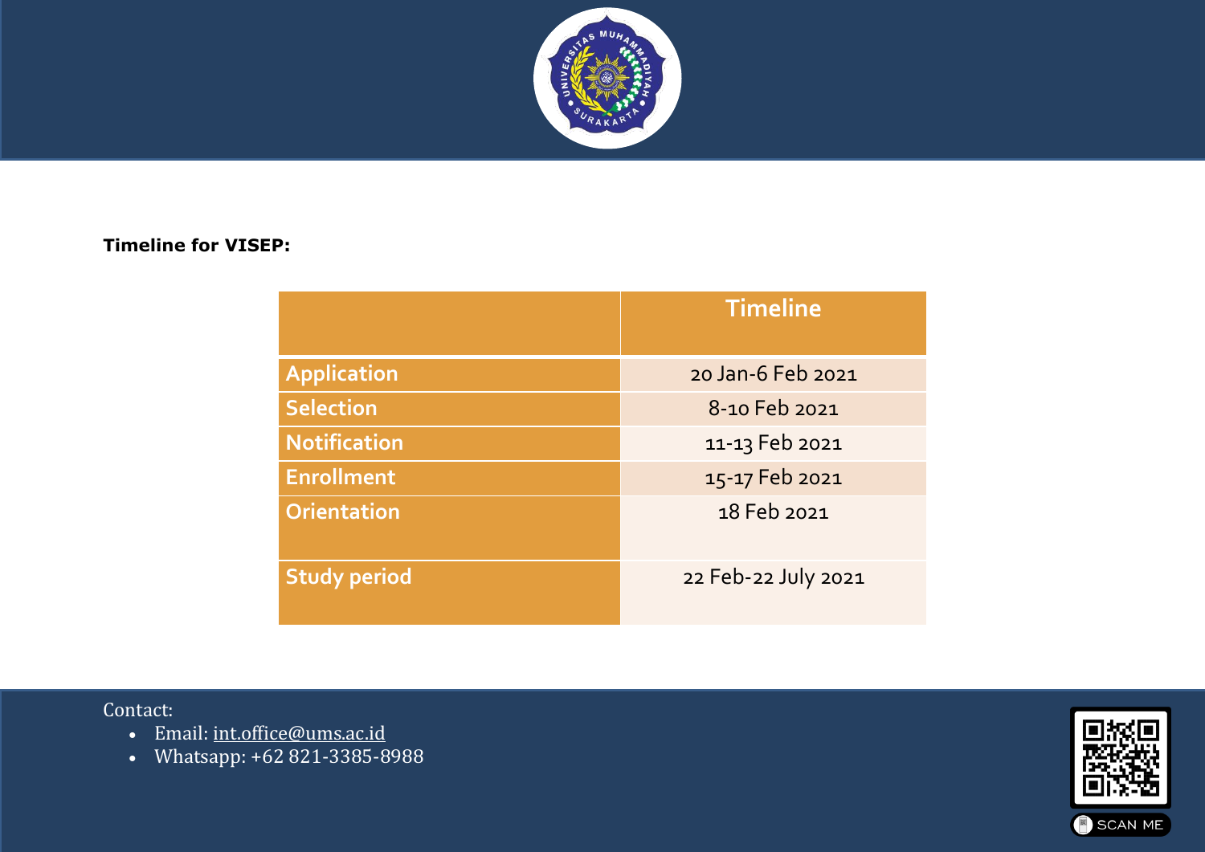**Timeline for VISEP:**

| | Timeline |
|---|---|
| Application | 20 Jan-6 Feb 2021 |
| Selection | 8-10 Feb 2021 |
| Notification | 11-13 Feb 2021 |
| Enrollment | 15-17 Feb 2021 |
| Orientation | 18 Feb 2021 |
| Study period | 22 Feb-22 July 2021 |

Contact:

- Email: int.office@ums.ac.id
- Whatsapp: +62 821-3385-8988

SCAN ME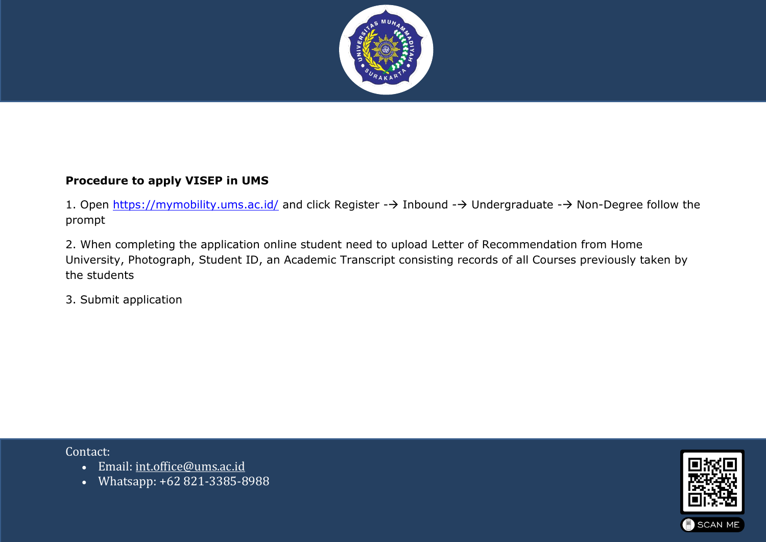**Procedure to apply VISEP in UMS**

1. Open https://mymobility.ums.ac.id/ and click Register -→ Inbound -→ Undergraduate -→ Non-Degree follow the prompt

2. When completing the application online student need to upload Letter of Recommendation from Home University, Photograph, Student ID, an Academic Transcript consisting records of all Courses previously taken by the students

3. Submit application

Contact:

- Email: int.office@ums.ac.id
- Whatsapp: +62 821-3385-8988

SCAN ME